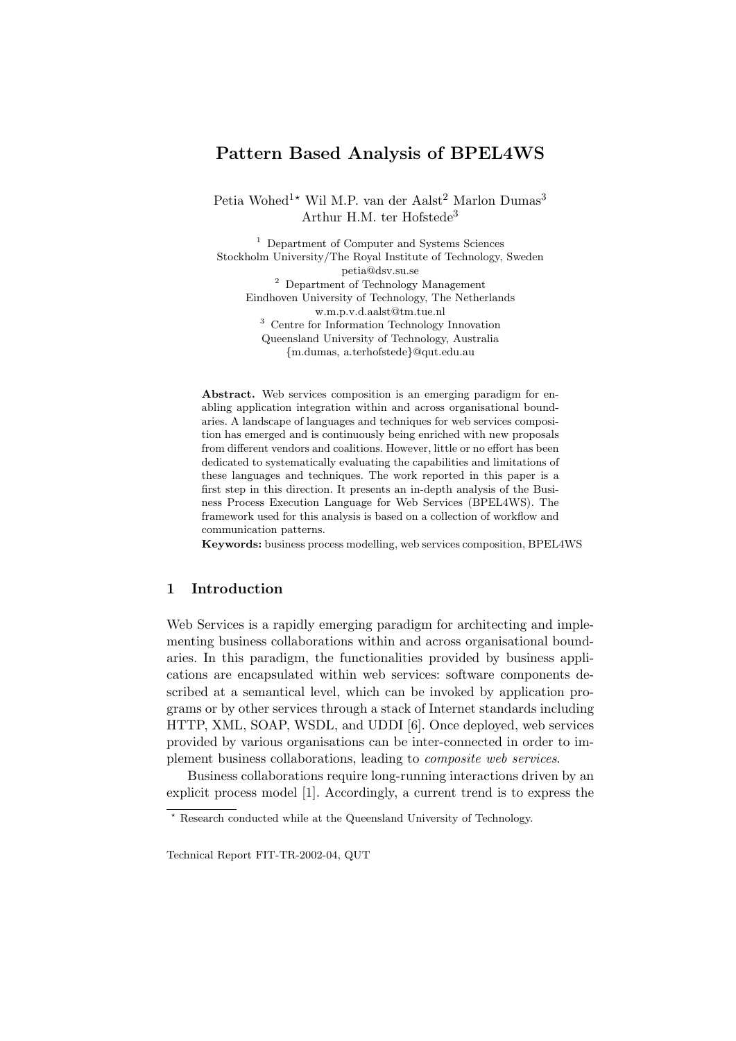# Pattern Based Analysis of BPEL4WS

Petia Wohed[1*] Wil M.P. van der Aalst[2] Marlon Dumas[3] Arthur H.M. ter Hofstede[3]

[1] Department of Computer and Systems Sciences
Stockholm University/The Royal Institute of Technology, Sweden
petia@dsv.su.se

[2] Department of Technology Management
Eindhoven University of Technology, The Netherlands
w.m.p.v.d.aalst@tm.tue.nl

[3] Centre for Information Technology Innovation
Queensland University of Technology, Australia
{m.dumas, a.terhofstede}@qut.edu.au

**Abstract.** Web services composition is an emerging paradigm for enabling application integration within and across organisational boundaries. A landscape of languages and techniques for web services composition has emerged and is continuously being enriched with new proposals from different vendors and coalitions. However, little or no effort has been dedicated to systematically evaluating the capabilities and limitations of these languages and techniques. The work reported in this paper is a first step in this direction. It presents an in-depth analysis of the Business Process Execution Language for Web Services (BPEL4WS). The framework used for this analysis is based on a collection of workflow and communication patterns.

**Keywords:** business process modelling, web services composition, BPEL4WS

## 1 Introduction

Web Services is a rapidly emerging paradigm for architecting and implementing business collaborations within and across organisational boundaries. In this paradigm, the functionalities provided by business applications are encapsulated within web services: software components described at a semantical level, which can be invoked by application programs or by other services through a stack of Internet standards including HTTP, XML, SOAP, WSDL, and UDDI [6]. Once deployed, web services provided by various organisations can be inter-connected in order to implement business collaborations, leading to *composite web services*.

Business collaborations require long-running interactions driven by an explicit process model [1]. Accordingly, a current trend is to express the

* Research conducted while at the Queensland University of Technology.

Technical Report FIT-TR-2002-04, QUT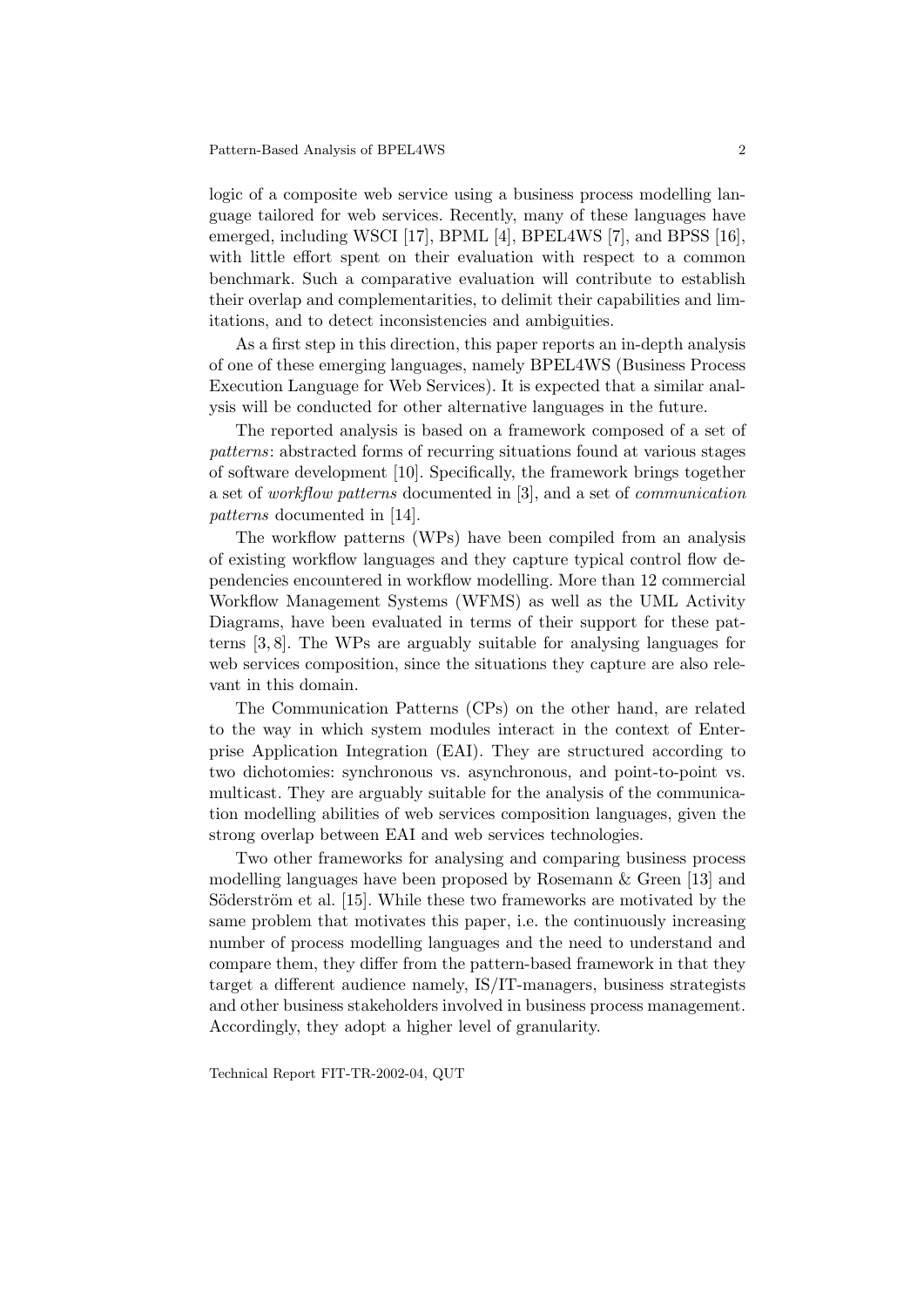logic of a composite web service using a business process modelling language tailored for web services. Recently, many of these languages have emerged, including WSCI [17], BPML [4], BPEL4WS [7], and BPSS [16], with little effort spent on their evaluation with respect to a common benchmark. Such a comparative evaluation will contribute to establish their overlap and complementarities, to delimit their capabilities and limitations, and to detect inconsistencies and ambiguities.

As a first step in this direction, this paper reports an in-depth analysis of one of these emerging languages, namely BPEL4WS (Business Process Execution Language for Web Services). It is expected that a similar analysis will be conducted for other alternative languages in the future.

The reported analysis is based on a framework composed of a set of *patterns*: abstracted forms of recurring situations found at various stages of software development [10]. Specifically, the framework brings together a set of *workflow patterns* documented in [3], and a set of *communication patterns* documented in [14].

The workflow patterns (WPs) have been compiled from an analysis of existing workflow languages and they capture typical control flow dependencies encountered in workflow modelling. More than 12 commercial Workflow Management Systems (WFMS) as well as the UML Activity Diagrams, have been evaluated in terms of their support for these patterns [3, 8]. The WPs are arguably suitable for analysing languages for web services composition, since the situations they capture are also relevant in this domain.

The Communication Patterns (CPs) on the other hand, are related to the way in which system modules interact in the context of Enterprise Application Integration (EAI). They are structured according to two dichotomies: synchronous vs. asynchronous, and point-to-point vs. multicast. They are arguably suitable for the analysis of the communication modelling abilities of web services composition languages, given the strong overlap between EAI and web services technologies.

Two other frameworks for analysing and comparing business process modelling languages have been proposed by Rosemann & Green [13] and Söderström et al. [15]. While these two frameworks are motivated by the same problem that motivates this paper, i.e. the continuously increasing number of process modelling languages and the need to understand and compare them, they differ from the pattern-based framework in that they target a different audience namely, IS/IT-managers, business strategists and other business stakeholders involved in business process management. Accordingly, they adopt a higher level of granularity.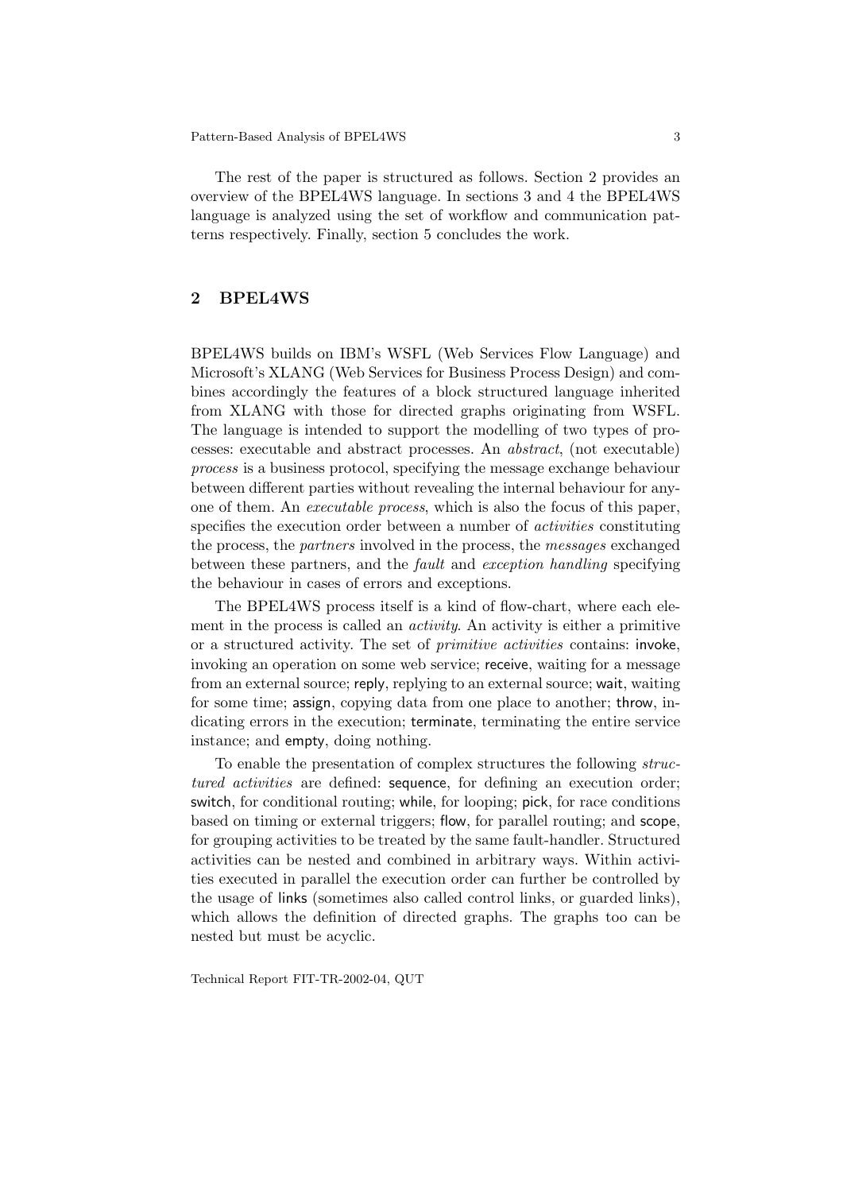The rest of the paper is structured as follows. Section 2 provides an overview of the BPEL4WS language. In sections 3 and 4 the BPEL4WS language is analyzed using the set of workflow and communication patterns respectively. Finally, section 5 concludes the work.

## 2 BPEL4WS

BPEL4WS builds on IBM's WSFL (Web Services Flow Language) and Microsoft's XLANG (Web Services for Business Process Design) and combines accordingly the features of a block structured language inherited from XLANG with those for directed graphs originating from WSFL. The language is intended to support the modelling of two types of processes: executable and abstract processes. An *abstract*, (not executable) *process* is a business protocol, specifying the message exchange behaviour between different parties without revealing the internal behaviour for anyone of them. An *executable process*, which is also the focus of this paper, specifies the execution order between a number of *activities* constituting the process, the *partners* involved in the process, the *messages* exchanged between these partners, and the *fault* and *exception handling* specifying the behaviour in cases of errors and exceptions.

The BPEL4WS process itself is a kind of flow-chart, where each element in the process is called an *activity*. An activity is either a primitive or a structured activity. The set of *primitive activities* contains: invoke, invoking an operation on some web service; receive, waiting for a message from an external source; reply, replying to an external source; wait, waiting for some time; assign, copying data from one place to another; throw, indicating errors in the execution; terminate, terminating the entire service instance; and empty, doing nothing.

To enable the presentation of complex structures the following *structured activities* are defined: sequence, for defining an execution order; switch, for conditional routing; while, for looping; pick, for race conditions based on timing or external triggers; flow, for parallel routing; and scope, for grouping activities to be treated by the same fault-handler. Structured activities can be nested and combined in arbitrary ways. Within activities executed in parallel the execution order can further be controlled by the usage of links (sometimes also called control links, or guarded links), which allows the definition of directed graphs. The graphs too can be nested but must be acyclic.

Technical Report FIT-TR-2002-04, QUT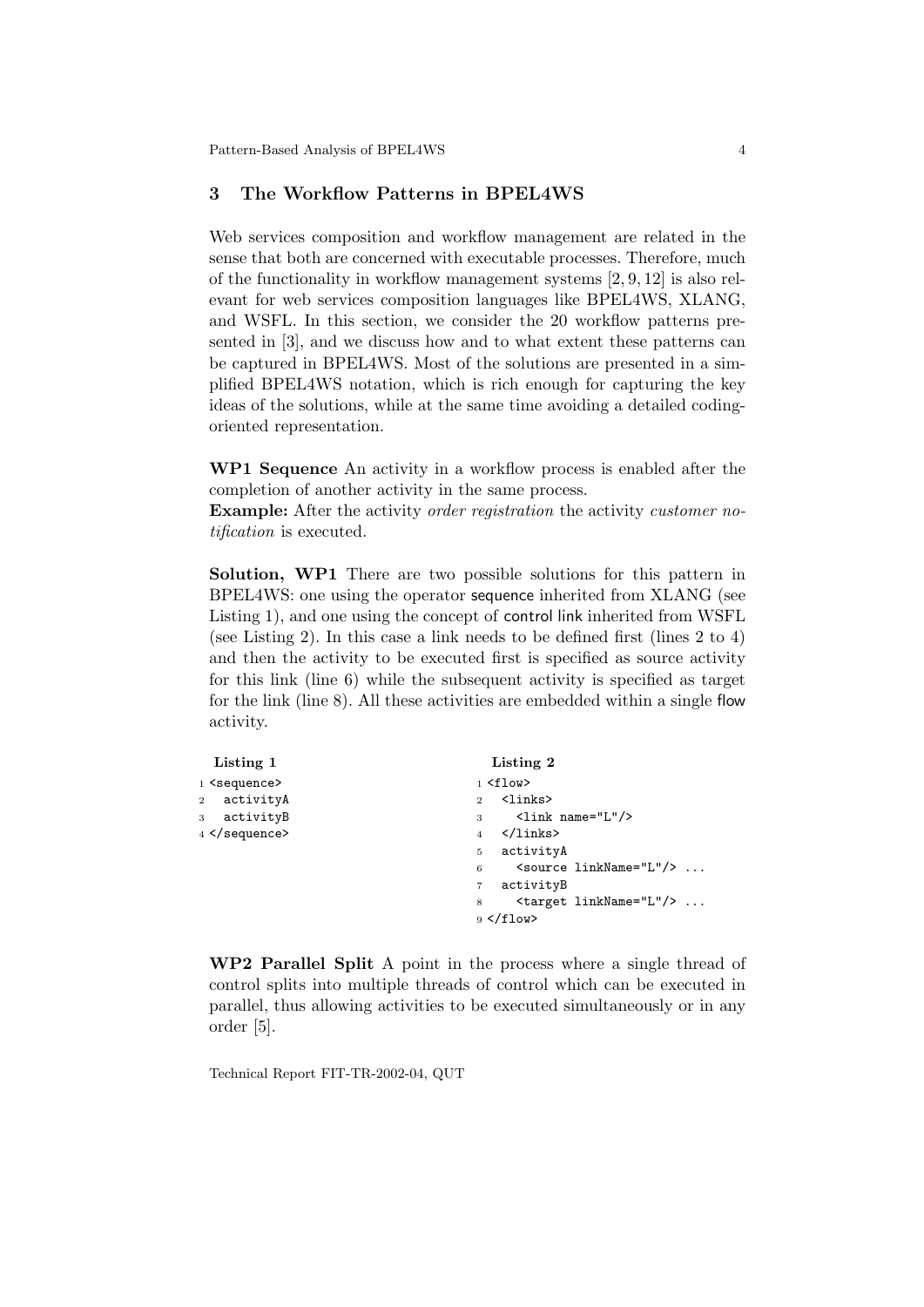## 3 The Workflow Patterns in BPEL4WS

Web services composition and workflow management are related in the sense that both are concerned with executable processes. Therefore, much of the functionality in workflow management systems [2, 9, 12] is also relevant for web services composition languages like BPEL4WS, XLANG, and WSFL. In this section, we consider the 20 workflow patterns presented in [3], and we discuss how and to what extent these patterns can be captured in BPEL4WS. Most of the solutions are presented in a simplified BPEL4WS notation, which is rich enough for capturing the key ideas of the solutions, while at the same time avoiding a detailed coding-oriented representation.

**WP1 Sequence** An activity in a workflow process is enabled after the completion of another activity in the same process.
**Example:** After the activity *order registration* the activity *customer notification* is executed.

**Solution, WP1** There are two possible solutions for this pattern in BPEL4WS: one using the operator sequence inherited from XLANG (see Listing 1), and one using the concept of control link inherited from WSFL (see Listing 2). In this case a link needs to be defined first (lines 2 to 4) and then the activity to be executed first is specified as source activity for this link (line 6) while the subsequent activity is specified as target for the link (line 8). All these activities are embedded within a single flow activity.

**Listing 1**

```
1 <sequence>
2   activityA
3   activityB
4 </sequence>
```

**Listing 2**

```
1 <flow>
2   <links>
3     <link name="L"/>
4   </links>
5   activityA
6     <source linkName="L"/> ...
7   activityB
8     <target linkName="L"/> ...
9 </flow>
```

**WP2 Parallel Split** A point in the process where a single thread of control splits into multiple threads of control which can be executed in parallel, thus allowing activities to be executed simultaneously or in any order [5].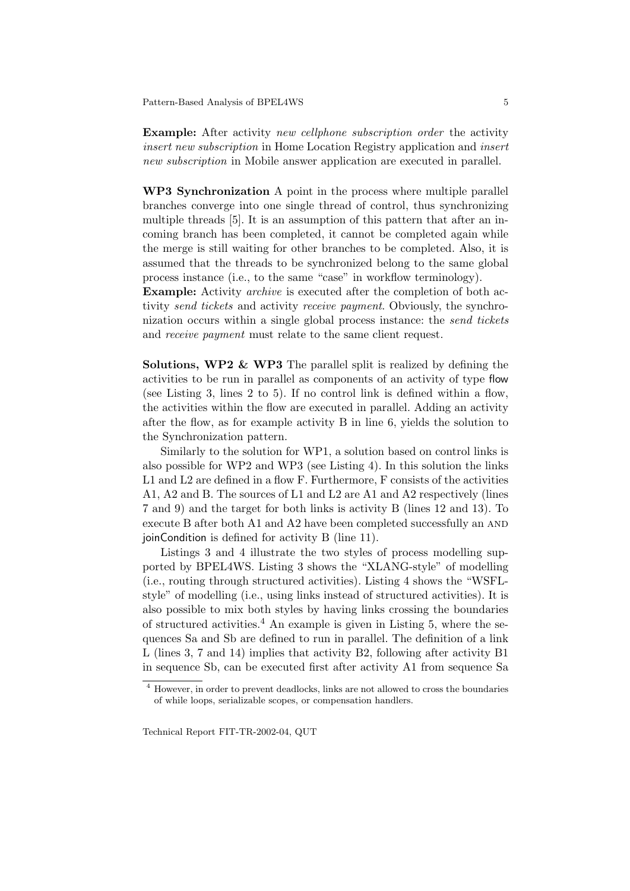**Example:** After activity *new cellphone subscription order* the activity *insert new subscription* in Home Location Registry application and *insert new subscription* in Mobile answer application are executed in parallel.

**WP3 Synchronization** A point in the process where multiple parallel branches converge into one single thread of control, thus synchronizing multiple threads [5]. It is an assumption of this pattern that after an incoming branch has been completed, it cannot be completed again while the merge is still waiting for other branches to be completed. Also, it is assumed that the threads to be synchronized belong to the same global process instance (i.e., to the same "case" in workflow terminology).
**Example:** Activity *archive* is executed after the completion of both activity *send tickets* and activity *receive payment*. Obviously, the synchronization occurs within a single global process instance: the *send tickets* and *receive payment* must relate to the same client request.

**Solutions, WP2 & WP3** The parallel split is realized by defining the activities to be run in parallel as components of an activity of type flow (see Listing 3, lines 2 to 5). If no control link is defined within a flow, the activities within the flow are executed in parallel. Adding an activity after the flow, as for example activity B in line 6, yields the solution to the Synchronization pattern.

Similarly to the solution for WP1, a solution based on control links is also possible for WP2 and WP3 (see Listing 4). In this solution the links L1 and L2 are defined in a flow F. Furthermore, F consists of the activities A1, A2 and B. The sources of L1 and L2 are A1 and A2 respectively (lines 7 and 9) and the target for both links is activity B (lines 12 and 13). To execute B after both A1 and A2 have been completed successfully an AND joinCondition is defined for activity B (line 11).

Listings 3 and 4 illustrate the two styles of process modelling supported by BPEL4WS. Listing 3 shows the "XLANG-style" of modelling (i.e., routing through structured activities). Listing 4 shows the "WSFL-style" of modelling (i.e., using links instead of structured activities). It is also possible to mix both styles by having links crossing the boundaries of structured activities.[4] An example is given in Listing 5, where the sequences Sa and Sb are defined to run in parallel. The definition of a link L (lines 3, 7 and 14) implies that activity B2, following after activity B1 in sequence Sb, can be executed first after activity A1 from sequence Sa

[4] However, in order to prevent deadlocks, links are not allowed to cross the boundaries of while loops, serializable scopes, or compensation handlers.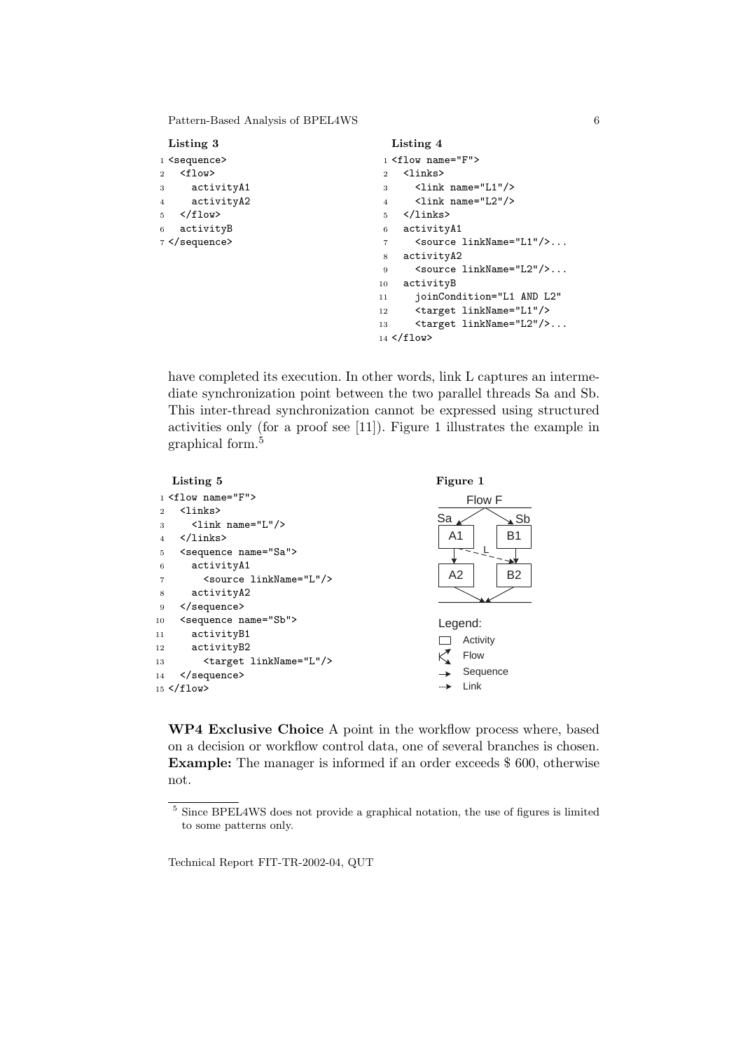**Listing 3**

```
<sequence>
  <flow>
    activityA1
    activityA2
  </flow>
  activityB
</sequence>
```

**Listing 4**

```
<flow name="F">
  <links>
    <link name="L1"/>
    <link name="L2"/>
  </links>
  activityA1
    <source linkName="L1"/>...
  activityA2
    <source linkName="L2"/>...
  activityB
    joinCondition="L1 AND L2"
    <target linkName="L1"/>
    <target linkName="L2"/>...
</flow>
```

have completed its execution. In other words, link L captures an intermediate synchronization point between the two parallel threads Sa and Sb. This inter-thread synchronization cannot be expressed using structured activities only (for a proof see [11]). Figure 1 illustrates the example in graphical form.[5]

**Listing 5**

```
<flow name="F">
  <links>
    <link name="L"/>
  </links>
  <sequence name="Sa">
    activityA1
      <source linkName="L"/>
    activityA2
  </sequence>
  <sequence name="Sb">
    activityB1
    activityB2
      <target linkName="L"/>
  </sequence>
</flow>
```

**Figure 1**

**WP4 Exclusive Choice** A point in the workflow process where, based on a decision or workflow control data, one of several branches is chosen. **Example:** The manager is informed if an order exceeds $ 600, otherwise not.

[5] Since BPEL4WS does not provide a graphical notation, the use of figures is limited to some patterns only.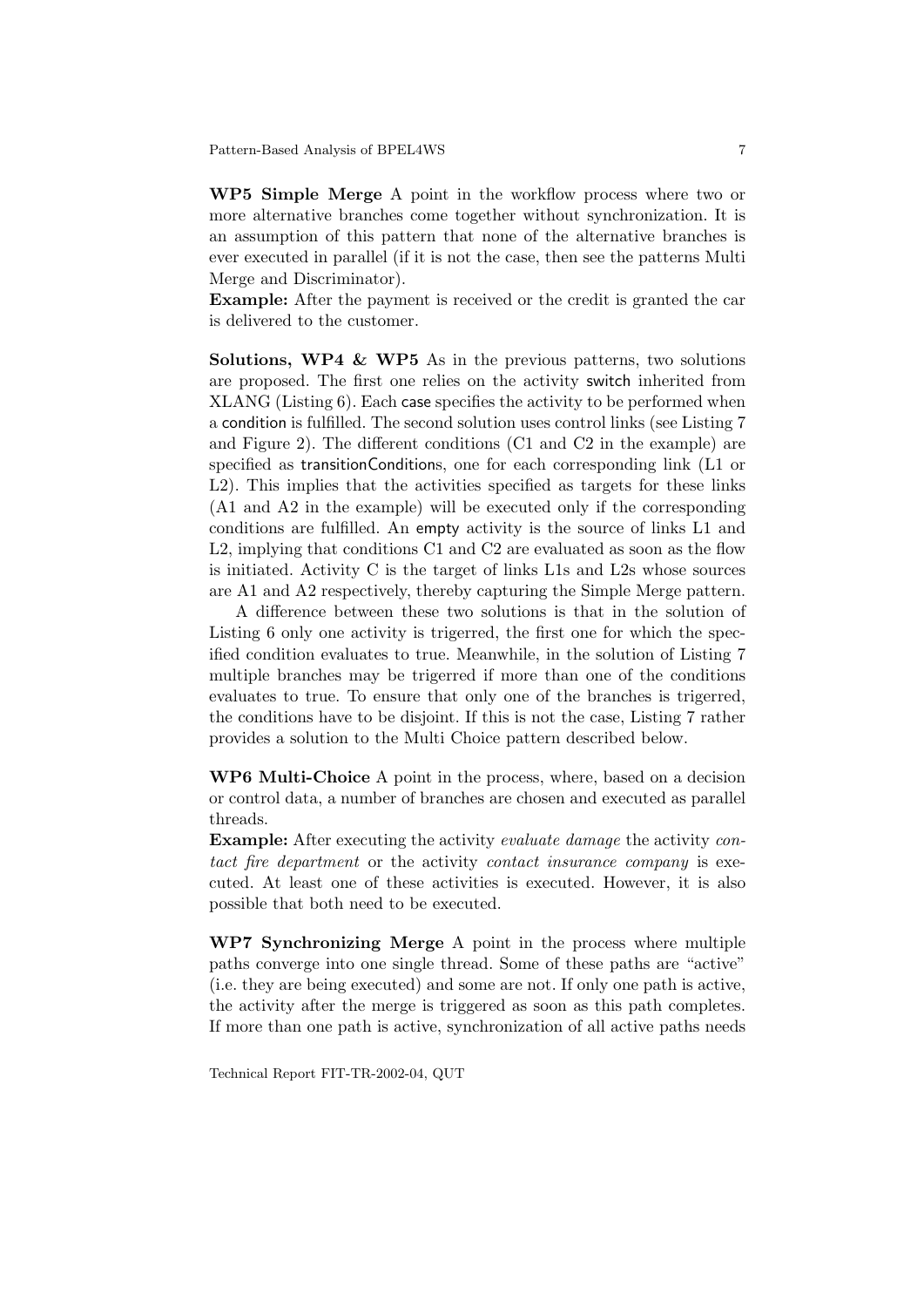**WP5 Simple Merge** A point in the workflow process where two or more alternative branches come together without synchronization. It is an assumption of this pattern that none of the alternative branches is ever executed in parallel (if it is not the case, then see the patterns Multi Merge and Discriminator).

**Example:** After the payment is received or the credit is granted the car is delivered to the customer.

**Solutions, WP4 & WP5** As in the previous patterns, two solutions are proposed. The first one relies on the activity switch inherited from XLANG (Listing 6). Each case specifies the activity to be performed when a condition is fulfilled. The second solution uses control links (see Listing 7 and Figure 2). The different conditions (C1 and C2 in the example) are specified as transitionConditions, one for each corresponding link (L1 or L2). This implies that the activities specified as targets for these links (A1 and A2 in the example) will be executed only if the corresponding conditions are fulfilled. An empty activity is the source of links L1 and L2, implying that conditions C1 and C2 are evaluated as soon as the flow is initiated. Activity C is the target of links L1s and L2s whose sources are A1 and A2 respectively, thereby capturing the Simple Merge pattern.

A difference between these two solutions is that in the solution of Listing 6 only one activity is trigerred, the first one for which the specified condition evaluates to true. Meanwhile, in the solution of Listing 7 multiple branches may be trigerred if more than one of the conditions evaluates to true. To ensure that only one of the branches is trigerred, the conditions have to be disjoint. If this is not the case, Listing 7 rather provides a solution to the Multi Choice pattern described below.

**WP6 Multi-Choice** A point in the process, where, based on a decision or control data, a number of branches are chosen and executed as parallel threads.

**Example:** After executing the activity *evaluate damage* the activity *contact fire department* or the activity *contact insurance company* is executed. At least one of these activities is executed. However, it is also possible that both need to be executed.

**WP7 Synchronizing Merge** A point in the process where multiple paths converge into one single thread. Some of these paths are "active" (i.e. they are being executed) and some are not. If only one path is active, the activity after the merge is triggered as soon as this path completes. If more than one path is active, synchronization of all active paths needs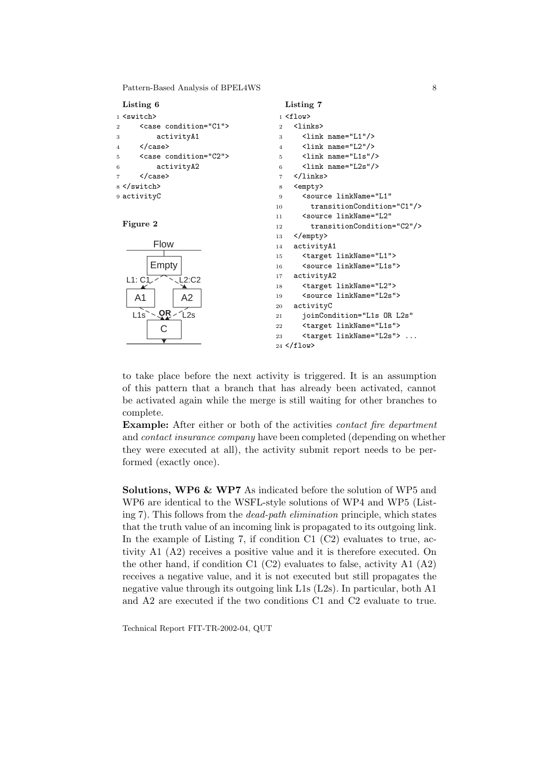**Listing 6**

```
<switch>
    <case condition="C1">
        activityA1
    </case>
    <case condition="C2">
        activityA2
    </case>
</switch>
activityC
```

**Figure 2**

**Listing 7**

```
<flow>
  <links>
    <link name="L1"/>
    <link name="L2"/>
    <link name="L1s"/>
    <link name="L2s"/>
  </links>
  <empty>
    <source linkName="L1"
      transitionCondition="C1"/>
    <source linkName="L2"
      transitionCondition="C2"/>
  </empty>
  activityA1
    <target linkName="L1">
    <source linkName="L1s">
  activityA2
    <target linkName="L2">
    <source linkName="L2s">
  activityC
    joinCondition="L1s OR L2s"
    <target linkName="L1s">
    <target linkName="L2s"> ...
</flow>
```

to take place before the next activity is triggered. It is an assumption of this pattern that a branch that has already been activated, cannot be activated again while the merge is still waiting for other branches to complete.

**Example:** After either or both of the activities *contact fire department* and *contact insurance company* have been completed (depending on whether they were executed at all), the activity submit report needs to be performed (exactly once).

**Solutions, WP6 & WP7** As indicated before the solution of WP5 and WP6 are identical to the WSFL-style solutions of WP4 and WP5 (Listing 7). This follows from the *dead-path elimination* principle, which states that the truth value of an incoming link is propagated to its outgoing link. In the example of Listing 7, if condition C1 (C2) evaluates to true, activity A1 (A2) receives a positive value and it is therefore executed. On the other hand, if condition C1 (C2) evaluates to false, activity A1 (A2) receives a negative value, and it is not executed but still propagates the negative value through its outgoing link L1s (L2s). In particular, both A1 and A2 are executed if the two conditions C1 and C2 evaluate to true.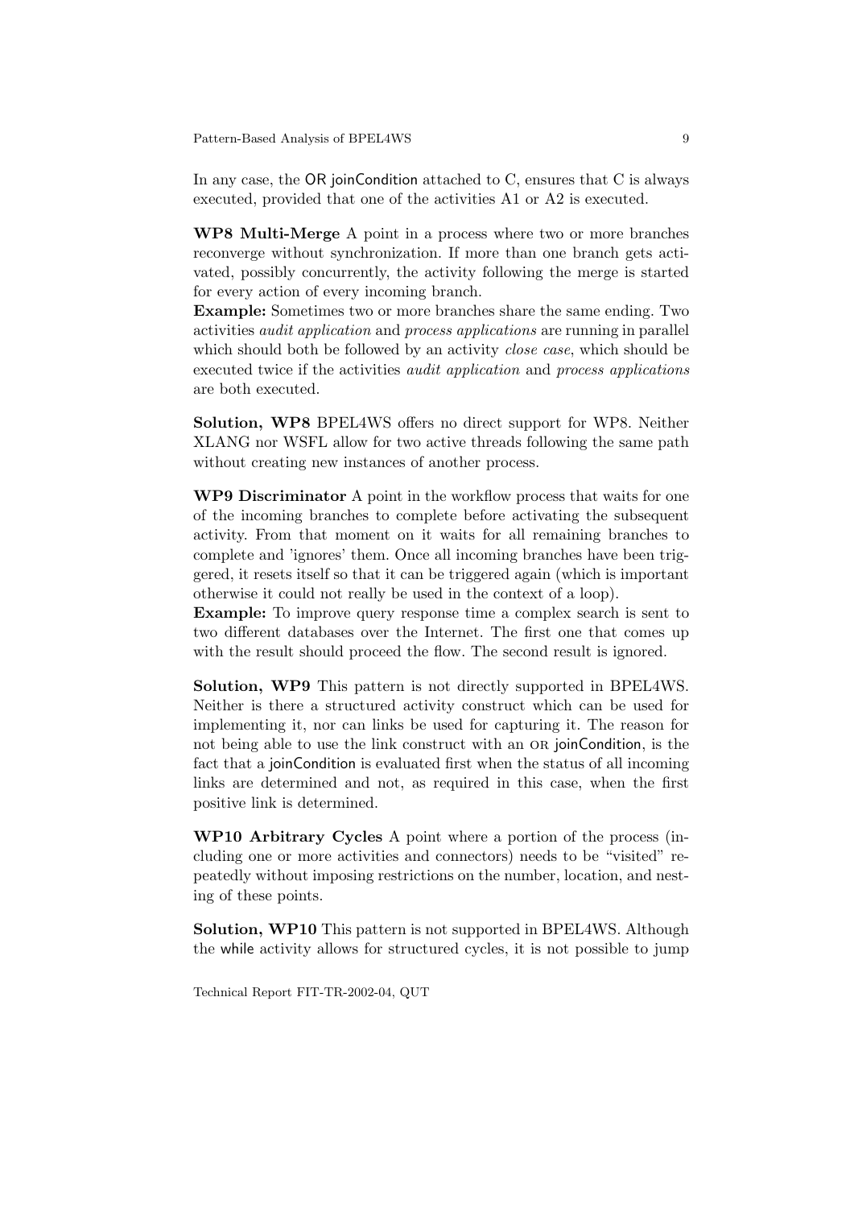In any case, the OR joinCondition attached to C, ensures that C is always executed, provided that one of the activities A1 or A2 is executed.

**WP8 Multi-Merge** A point in a process where two or more branches reconverge without synchronization. If more than one branch gets activated, possibly concurrently, the activity following the merge is started for every action of every incoming branch.
**Example:** Sometimes two or more branches share the same ending. Two activities *audit application* and *process applications* are running in parallel which should both be followed by an activity *close case*, which should be executed twice if the activities *audit application* and *process applications* are both executed.

**Solution, WP8** BPEL4WS offers no direct support for WP8. Neither XLANG nor WSFL allow for two active threads following the same path without creating new instances of another process.

**WP9 Discriminator** A point in the workflow process that waits for one of the incoming branches to complete before activating the subsequent activity. From that moment on it waits for all remaining branches to complete and 'ignores' them. Once all incoming branches have been triggered, it resets itself so that it can be triggered again (which is important otherwise it could not really be used in the context of a loop).
**Example:** To improve query response time a complex search is sent to two different databases over the Internet. The first one that comes up with the result should proceed the flow. The second result is ignored.

**Solution, WP9** This pattern is not directly supported in BPEL4WS. Neither is there a structured activity construct which can be used for implementing it, nor can links be used for capturing it. The reason for not being able to use the link construct with an OR joinCondition, is the fact that a joinCondition is evaluated first when the status of all incoming links are determined and not, as required in this case, when the first positive link is determined.

**WP10 Arbitrary Cycles** A point where a portion of the process (including one or more activities and connectors) needs to be "visited" repeatedly without imposing restrictions on the number, location, and nesting of these points.

**Solution, WP10** This pattern is not supported in BPEL4WS. Although the while activity allows for structured cycles, it is not possible to jump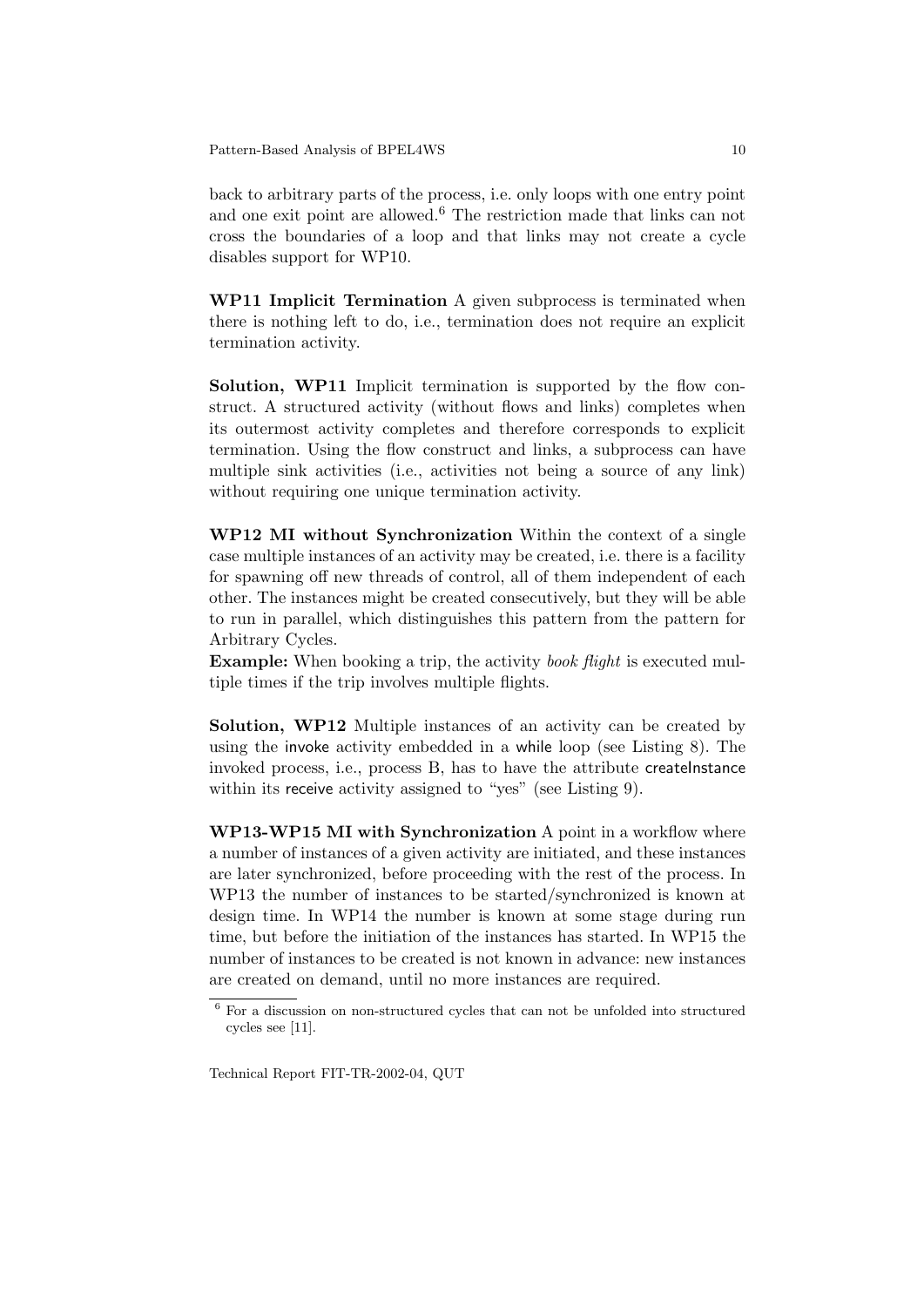back to arbitrary parts of the process, i.e. only loops with one entry point and one exit point are allowed.[6] The restriction made that links can not cross the boundaries of a loop and that links may not create a cycle disables support for WP10.

**WP11 Implicit Termination** A given subprocess is terminated when there is nothing left to do, i.e., termination does not require an explicit termination activity.

**Solution, WP11** Implicit termination is supported by the flow construct. A structured activity (without flows and links) completes when its outermost activity completes and therefore corresponds to explicit termination. Using the flow construct and links, a subprocess can have multiple sink activities (i.e., activities not being a source of any link) without requiring one unique termination activity.

**WP12 MI without Synchronization** Within the context of a single case multiple instances of an activity may be created, i.e. there is a facility for spawning off new threads of control, all of them independent of each other. The instances might be created consecutively, but they will be able to run in parallel, which distinguishes this pattern from the pattern for Arbitrary Cycles.
**Example:** When booking a trip, the activity *book flight* is executed multiple times if the trip involves multiple flights.

**Solution, WP12** Multiple instances of an activity can be created by using the invoke activity embedded in a while loop (see Listing 8). The invoked process, i.e., process B, has to have the attribute createInstance within its receive activity assigned to "yes" (see Listing 9).

**WP13-WP15 MI with Synchronization** A point in a workflow where a number of instances of a given activity are initiated, and these instances are later synchronized, before proceeding with the rest of the process. In WP13 the number of instances to be started/synchronized is known at design time. In WP14 the number is known at some stage during run time, but before the initiation of the instances has started. In WP15 the number of instances to be created is not known in advance: new instances are created on demand, until no more instances are required.

[6] For a discussion on non-structured cycles that can not be unfolded into structured cycles see [11].

Technical Report FIT-TR-2002-04, QUT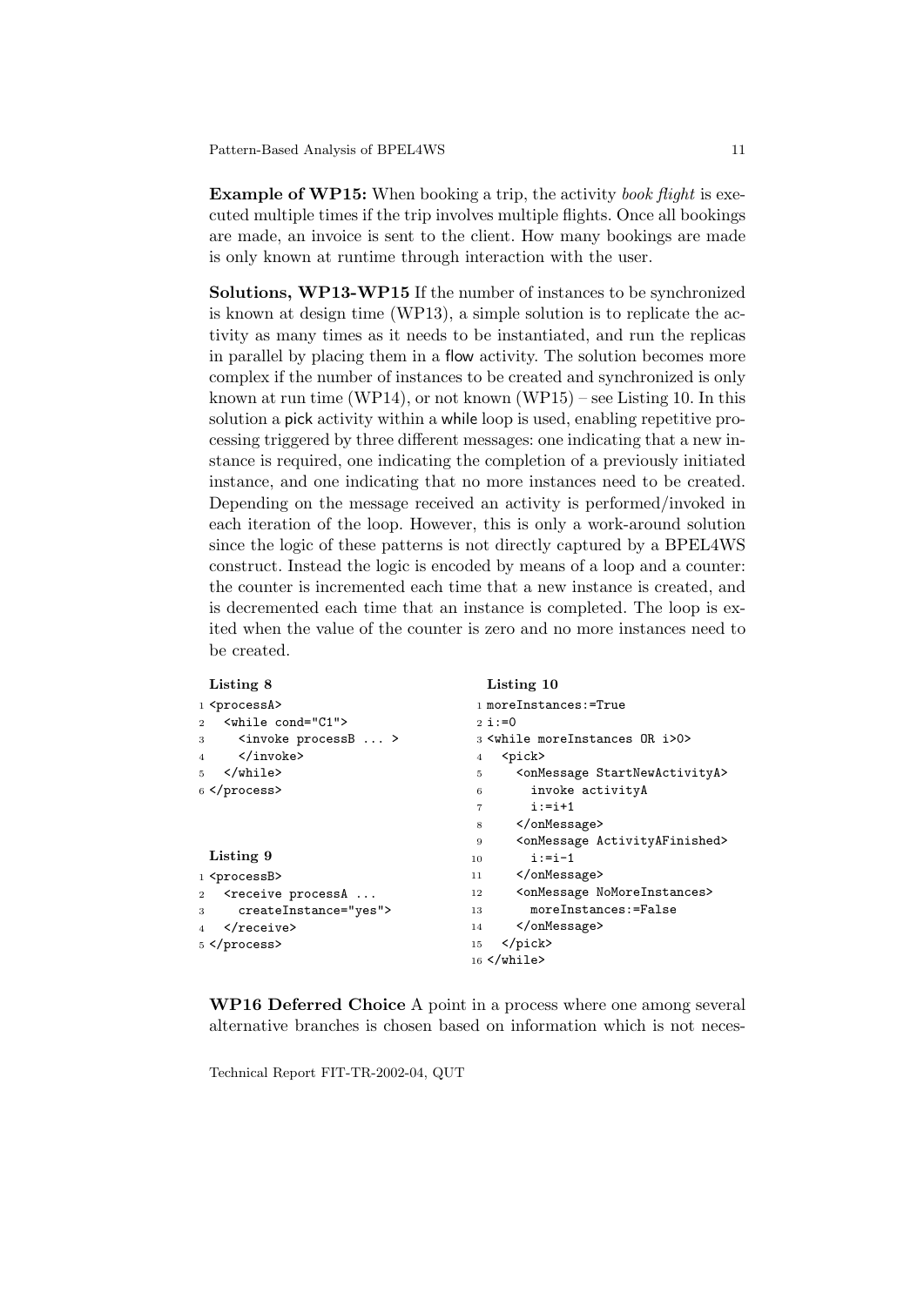**Example of WP15:** When booking a trip, the activity *book flight* is executed multiple times if the trip involves multiple flights. Once all bookings are made, an invoice is sent to the client. How many bookings are made is only known at runtime through interaction with the user.

**Solutions, WP13-WP15** If the number of instances to be synchronized is known at design time (WP13), a simple solution is to replicate the activity as many times as it needs to be instantiated, and run the replicas in parallel by placing them in a flow activity. The solution becomes more complex if the number of instances to be created and synchronized is only known at run time (WP14), or not known (WP15) – see Listing 10. In this solution a pick activity within a while loop is used, enabling repetitive processing triggered by three different messages: one indicating that a new instance is required, one indicating the completion of a previously initiated instance, and one indicating that no more instances need to be created. Depending on the message received an activity is performed/invoked in each iteration of the loop. However, this is only a work-around solution since the logic of these patterns is not directly captured by a BPEL4WS construct. Instead the logic is encoded by means of a loop and a counter: the counter is incremented each time that a new instance is created, and is decremented each time that an instance is completed. The loop is exited when the value of the counter is zero and no more instances need to be created.

**Listing 8**

```
1 <processA>
2   <while cond="C1">
3     <invoke processB ... >
4     </invoke>
5   </while>
6 </process>
```

**Listing 9**

```
1 <processB>
2   <receive processA ...
3     createInstance="yes">
4   </receive>
5 </process>
```

**Listing 10**

```
1 moreInstances:=True
2 i:=0
3 <while moreInstances OR i>0>
4   <pick>
5     <onMessage StartNewActivityA>
6       invoke activityA
7       i:=i+1
8     </onMessage>
9     <onMessage ActivityAFinished>
10      i:=i-1
11    </onMessage>
12    <onMessage NoMoreInstances>
13      moreInstances:=False
14    </onMessage>
15  </pick>
16 </while>
```

**WP16 Deferred Choice** A point in a process where one among several alternative branches is chosen based on information which is not neces-

Technical Report FIT-TR-2002-04, QUT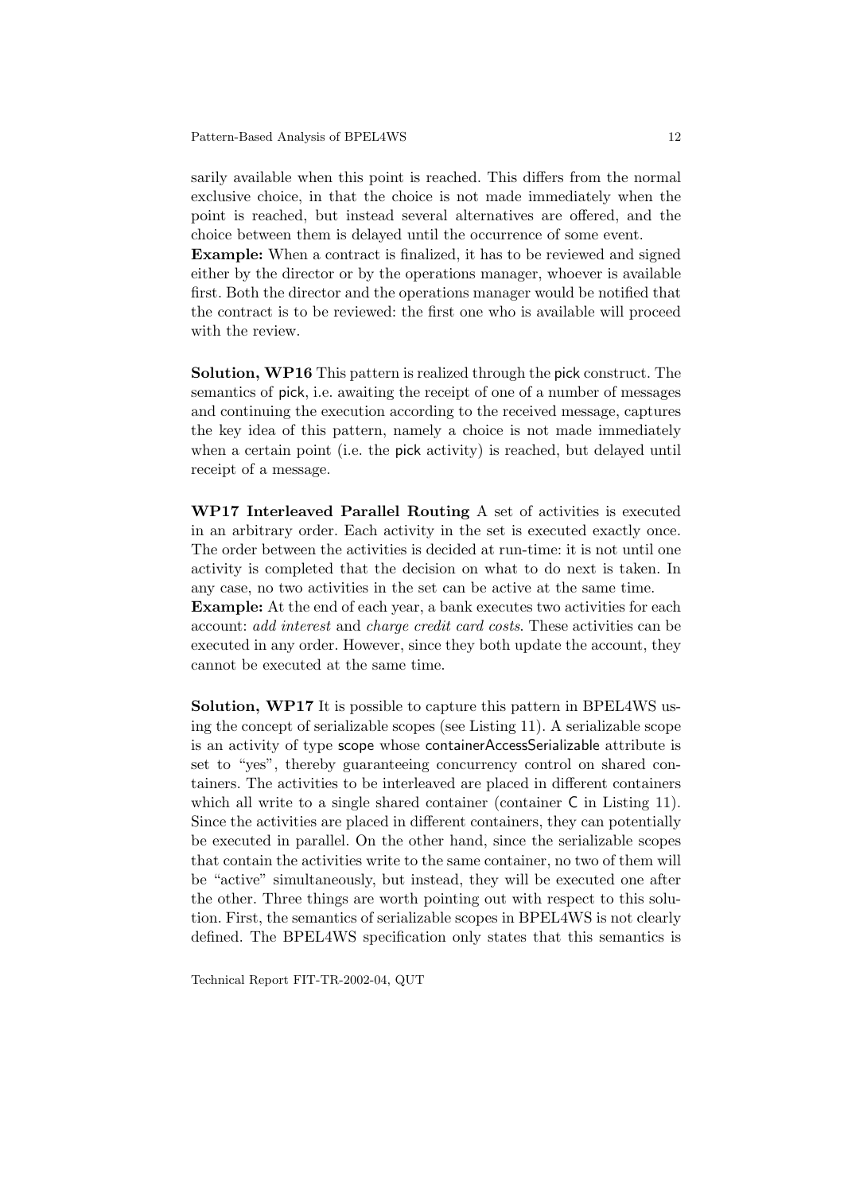sarily available when this point is reached. This differs from the normal exclusive choice, in that the choice is not made immediately when the point is reached, but instead several alternatives are offered, and the choice between them is delayed until the occurrence of some event.
**Example:** When a contract is finalized, it has to be reviewed and signed either by the director or by the operations manager, whoever is available first. Both the director and the operations manager would be notified that the contract is to be reviewed: the first one who is available will proceed with the review.

**Solution, WP16** This pattern is realized through the pick construct. The semantics of pick, i.e. awaiting the receipt of one of a number of messages and continuing the execution according to the received message, captures the key idea of this pattern, namely a choice is not made immediately when a certain point (i.e. the pick activity) is reached, but delayed until receipt of a message.

**WP17 Interleaved Parallel Routing** A set of activities is executed in an arbitrary order. Each activity in the set is executed exactly once. The order between the activities is decided at run-time: it is not until one activity is completed that the decision on what to do next is taken. In any case, no two activities in the set can be active at the same time.
**Example:** At the end of each year, a bank executes two activities for each account: *add interest* and *charge credit card costs*. These activities can be executed in any order. However, since they both update the account, they cannot be executed at the same time.

**Solution, WP17** It is possible to capture this pattern in BPEL4WS using the concept of serializable scopes (see Listing 11). A serializable scope is an activity of type scope whose containerAccessSerializable attribute is set to "yes", thereby guaranteeing concurrency control on shared containers. The activities to be interleaved are placed in different containers which all write to a single shared container (container C in Listing 11). Since the activities are placed in different containers, they can potentially be executed in parallel. On the other hand, since the serializable scopes that contain the activities write to the same container, no two of them will be "active" simultaneously, but instead, they will be executed one after the other. Three things are worth pointing out with respect to this solution. First, the semantics of serializable scopes in BPEL4WS is not clearly defined. The BPEL4WS specification only states that this semantics is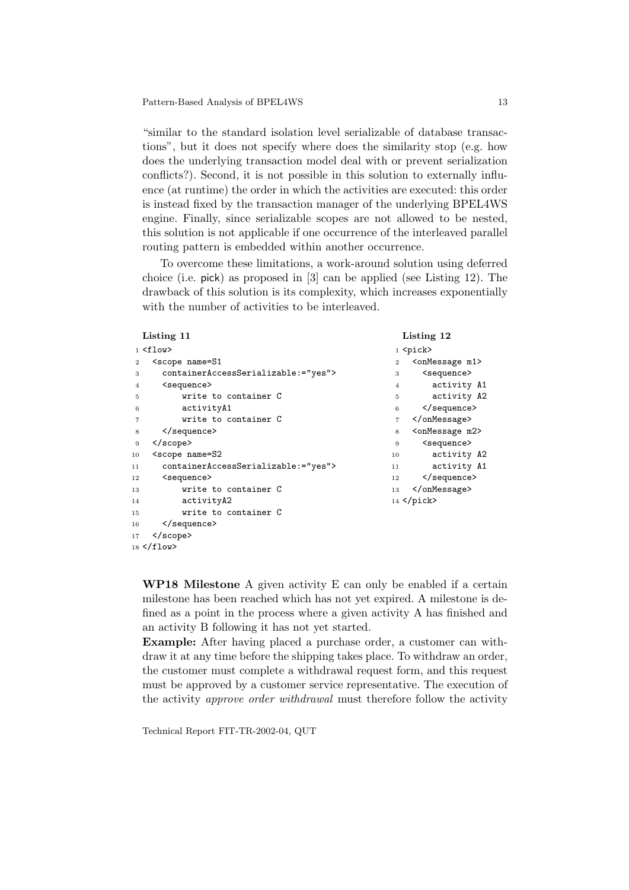"similar to the standard isolation level serializable of database transactions", but it does not specify where does the similarity stop (e.g. how does the underlying transaction model deal with or prevent serialization conflicts?). Second, it is not possible in this solution to externally influence (at runtime) the order in which the activities are executed: this order is instead fixed by the transaction manager of the underlying BPEL4WS engine. Finally, since serializable scopes are not allowed to be nested, this solution is not applicable if one occurrence of the interleaved parallel routing pattern is embedded within another occurrence.

To overcome these limitations, a work-around solution using deferred choice (i.e. pick) as proposed in [3] can be applied (see Listing 12). The drawback of this solution is its complexity, which increases exponentially with the number of activities to be interleaved.

**Listing 11**

```
1 <flow>
2   <scope name=S1
3     containerAccessSerializable:="yes">
4     <sequence>
5         write to container C
6         activityA1
7         write to container C
8     </sequence>
9   </scope>
10  <scope name=S2
11    containerAccessSerializable:="yes">
12    <sequence>
13        write to container C
14        activityA2
15        write to container C
16    </sequence>
17  </scope>
18 </flow>
```

**Listing 12**

```
1 <pick>
2   <onMessage m1>
3     <sequence>
4       activity A1
5       activity A2
6     </sequence>
7   </onMessage>
8   <onMessage m2>
9     <sequence>
10      activity A2
11      activity A1
12    </sequence>
13  </onMessage>
14 </pick>
```

**WP18 Milestone** A given activity E can only be enabled if a certain milestone has been reached which has not yet expired. A milestone is defined as a point in the process where a given activity A has finished and an activity B following it has not yet started.

**Example:** After having placed a purchase order, a customer can withdraw it at any time before the shipping takes place. To withdraw an order, the customer must complete a withdrawal request form, and this request must be approved by a customer service representative. The execution of the activity *approve order withdrawal* must therefore follow the activity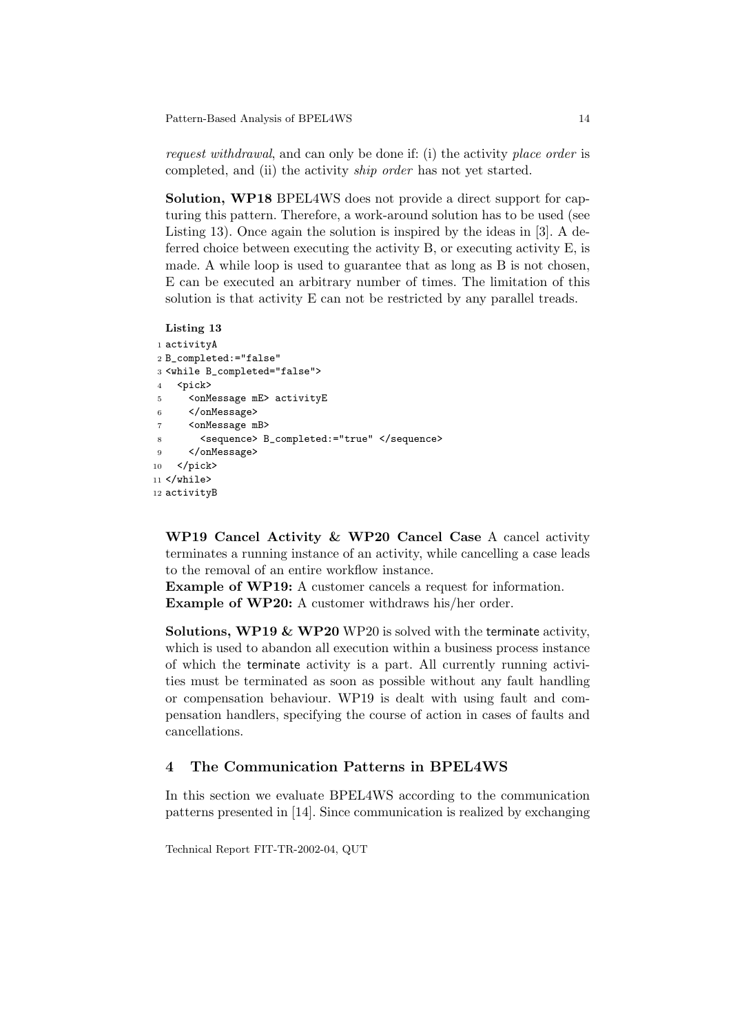*request withdrawal*, and can only be done if: (i) the activity *place order* is completed, and (ii) the activity *ship order* has not yet started.

**Solution, WP18** BPEL4WS does not provide a direct support for capturing this pattern. Therefore, a work-around solution has to be used (see Listing 13). Once again the solution is inspired by the ideas in [3]. A deferred choice between executing the activity B, or executing activity E, is made. A while loop is used to guarantee that as long as B is not chosen, E can be executed an arbitrary number of times. The limitation of this solution is that activity E can not be restricted by any parallel treads.

**Listing 13**

```
1 activityA
2 B_completed:="false"
3 <while B_completed="false">
4   <pick>
5     <onMessage mE> activityE
6     </onMessage>
7     <onMessage mB>
8       <sequence> B_completed:="true" </sequence>
9     </onMessage>
10  </pick>
11 </while>
12 activityB
```

**WP19 Cancel Activity & WP20 Cancel Case** A cancel activity terminates a running instance of an activity, while cancelling a case leads to the removal of an entire workflow instance.
**Example of WP19:** A customer cancels a request for information.
**Example of WP20:** A customer withdraws his/her order.

**Solutions, WP19 & WP20** WP20 is solved with the terminate activity, which is used to abandon all execution within a business process instance of which the terminate activity is a part. All currently running activities must be terminated as soon as possible without any fault handling or compensation behaviour. WP19 is dealt with using fault and compensation handlers, specifying the course of action in cases of faults and cancellations.

## 4 The Communication Patterns in BPEL4WS

In this section we evaluate BPEL4WS according to the communication patterns presented in [14]. Since communication is realized by exchanging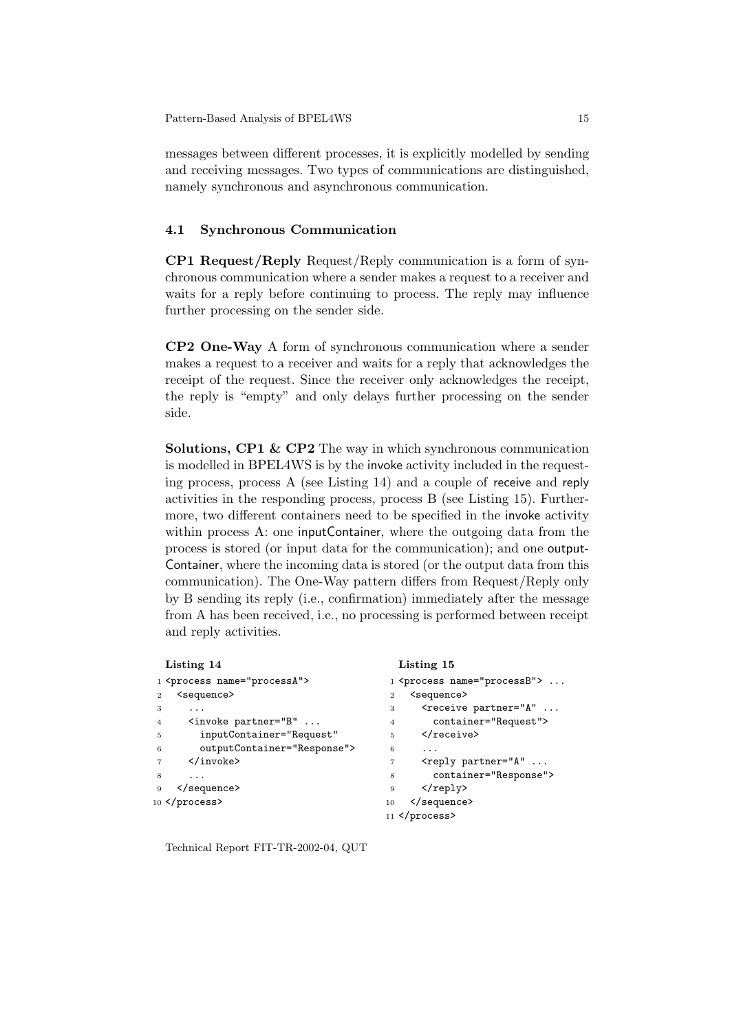messages between different processes, it is explicitly modelled by sending and receiving messages. Two types of communications are distinguished, namely synchronous and asynchronous communication.

### 4.1 Synchronous Communication

**CP1 Request/Reply** Request/Reply communication is a form of synchronous communication where a sender makes a request to a receiver and waits for a reply before continuing to process. The reply may influence further processing on the sender side.

**CP2 One-Way** A form of synchronous communication where a sender makes a request to a receiver and waits for a reply that acknowledges the receipt of the request. Since the receiver only acknowledges the receipt, the reply is "empty" and only delays further processing on the sender side.

**Solutions, CP1 & CP2** The way in which synchronous communication is modelled in BPEL4WS is by the invoke activity included in the requesting process, process A (see Listing 14) and a couple of receive and reply activities in the responding process, process B (see Listing 15). Furthermore, two different containers need to be specified in the invoke activity within process A: one inputContainer, where the outgoing data from the process is stored (or input data for the communication); and one outputContainer, where the incoming data is stored (or the output data from this communication). The One-Way pattern differs from Request/Reply only by B sending its reply (i.e., confirmation) immediately after the message from A has been received, i.e., no processing is performed between receipt and reply activities.

**Listing 14**

```
1 <process name="processA">
2   <sequence>
3     ...
4     <invoke partner="B" ...
5       inputContainer="Request"
6       outputContainer="Response">
7     </invoke>
8     ...
9   </sequence>
10 </process>
```

**Listing 15**

```
1 <process name="processB"> ...
2   <sequence>
3     <receive partner="A" ...
4       container="Request">
5     </receive>
6     ...
7     <reply partner="A" ...
8       container="Response">
9     </reply>
10   </sequence>
11 </process>
```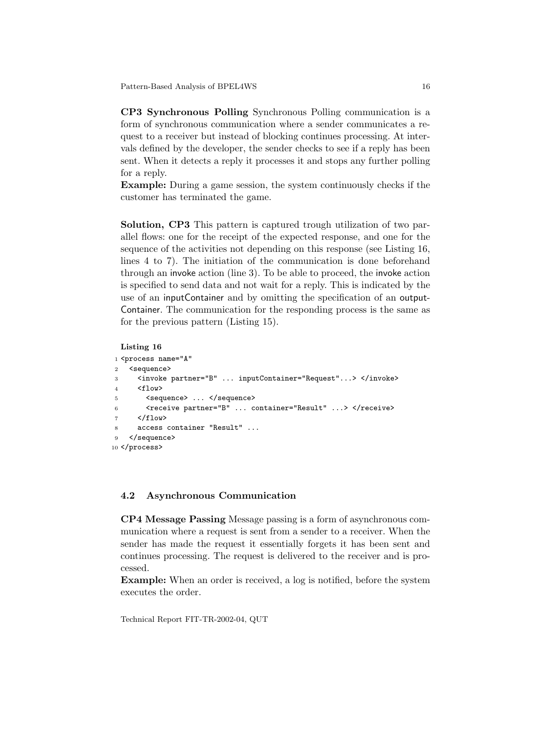**CP3 Synchronous Polling** Synchronous Polling communication is a form of synchronous communication where a sender communicates a request to a receiver but instead of blocking continues processing. At intervals defined by the developer, the sender checks to see if a reply has been sent. When it detects a reply it processes it and stops any further polling for a reply.
**Example:** During a game session, the system continuously checks if the customer has terminated the game.

**Solution, CP3** This pattern is captured trough utilization of two parallel flows: one for the receipt of the expected response, and one for the sequence of the activities not depending on this response (see Listing 16, lines 4 to 7). The initiation of the communication is done beforehand through an invoke action (line 3). To be able to proceed, the invoke action is specified to send data and not wait for a reply. This is indicated by the use of an inputContainer and by omitting the specification of an outputContainer. The communication for the responding process is the same as for the previous pattern (Listing 15).

**Listing 16**

```
1 <process name="A"
2   <sequence>
3     <invoke partner="B" ... inputContainer="Request"...> </invoke>
4     <flow>
5       <sequence> ... </sequence>
6       <receive partner="B" ... container="Result" ...> </receive>
7     </flow>
8     access container "Result" ...
9   </sequence>
10 </process>
```

### 4.2 Asynchronous Communication

**CP4 Message Passing** Message passing is a form of asynchronous communication where a request is sent from a sender to a receiver. When the sender has made the request it essentially forgets it has been sent and continues processing. The request is delivered to the receiver and is processed.
**Example:** When an order is received, a log is notified, before the system executes the order.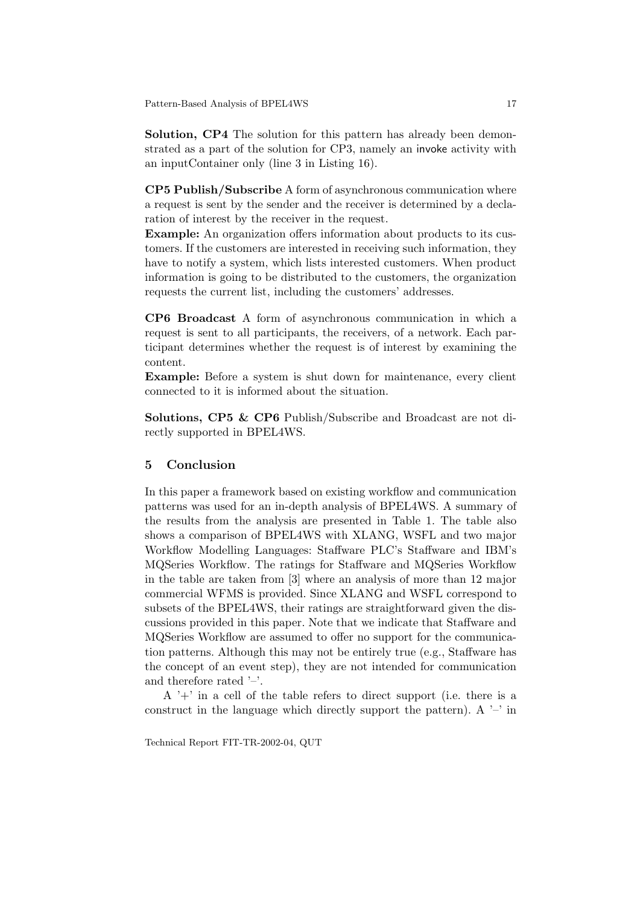**Solution, CP4** The solution for this pattern has already been demonstrated as a part of the solution for CP3, namely an invoke activity with an inputContainer only (line 3 in Listing 16).

**CP5 Publish/Subscribe** A form of asynchronous communication where a request is sent by the sender and the receiver is determined by a declaration of interest by the receiver in the request.
**Example:** An organization offers information about products to its customers. If the customers are interested in receiving such information, they have to notify a system, which lists interested customers. When product information is going to be distributed to the customers, the organization requests the current list, including the customers' addresses.

**CP6 Broadcast** A form of asynchronous communication in which a request is sent to all participants, the receivers, of a network. Each participant determines whether the request is of interest by examining the content.
**Example:** Before a system is shut down for maintenance, every client connected to it is informed about the situation.

**Solutions, CP5 & CP6** Publish/Subscribe and Broadcast are not directly supported in BPEL4WS.

## 5 Conclusion

In this paper a framework based on existing workflow and communication patterns was used for an in-depth analysis of BPEL4WS. A summary of the results from the analysis are presented in Table 1. The table also shows a comparison of BPEL4WS with XLANG, WSFL and two major Workflow Modelling Languages: Staffware PLC's Staffware and IBM's MQSeries Workflow. The ratings for Staffware and MQSeries Workflow in the table are taken from [3] where an analysis of more than 12 major commercial WFMS is provided. Since XLANG and WSFL correspond to subsets of the BPEL4WS, their ratings are straightforward given the discussions provided in this paper. Note that we indicate that Staffware and MQSeries Workflow are assumed to offer no support for the communication patterns. Although this may not be entirely true (e.g., Staffware has the concept of an event step), they are not intended for communication and therefore rated '–'.

A '+' in a cell of the table refers to direct support (i.e. there is a construct in the language which directly support the pattern). A '–' in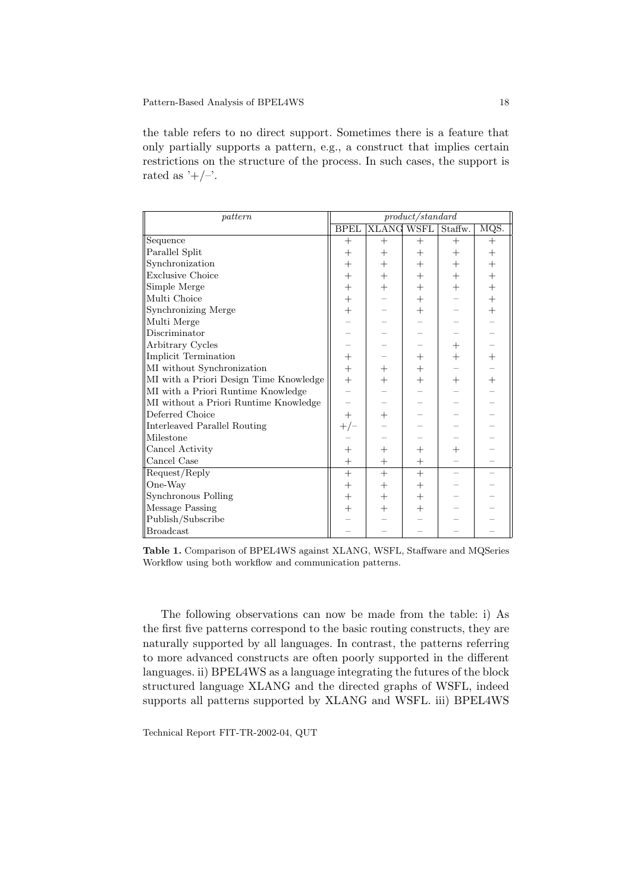the table refers to no direct support. Sometimes there is a feature that only partially supports a pattern, e.g., a construct that implies certain restrictions on the structure of the process. In such cases, the support is rated as '+/–'.

| *pattern* | *product/standard* | | | | |
|---|---|---|---|---|---|
| | BPEL | XLANG | WSFL | Staffw. | MQS. |
| Sequence | + | + | + | + | + |
| Parallel Split | + | + | + | + | + |
| Synchronization | + | + | + | + | + |
| Exclusive Choice | + | + | + | + | + |
| Simple Merge | + | + | + | + | + |
| Multi Choice | + | – | + | – | + |
| Synchronizing Merge | + | – | + | – | + |
| Multi Merge | – | – | – | – | – |
| Discriminator | – | – | – | – | – |
| Arbitrary Cycles | – | – | – | + | – |
| Implicit Termination | + | – | + | + | + |
| MI without Synchronization | + | + | + | – | – |
| MI with a Priori Design Time Knowledge | + | + | + | + | + |
| MI with a Priori Runtime Knowledge | – | – | – | – | – |
| MI without a Priori Runtime Knowledge | – | – | – | – | – |
| Deferred Choice | + | + | – | – | – |
| Interleaved Parallel Routing | +/– | – | – | – | – |
| Milestone | – | – | – | – | – |
| Cancel Activity | + | + | + | + | – |
| Cancel Case | + | + | + | – | – |
| Request/Reply | + | + | + | – | – |
| One-Way | + | + | + | – | – |
| Synchronous Polling | + | + | + | – | – |
| Message Passing | + | + | + | – | – |
| Publish/Subscribe | – | – | – | – | – |
| Broadcast | – | – | – | – | – |

**Table 1.** Comparison of BPEL4WS against XLANG, WSFL, Staffware and MQSeries Workflow using both workflow and communication patterns.

The following observations can now be made from the table: i) As the first five patterns correspond to the basic routing constructs, they are naturally supported by all languages. In contrast, the patterns referring to more advanced constructs are often poorly supported in the different languages. ii) BPEL4WS as a language integrating the futures of the block structured language XLANG and the directed graphs of WSFL, indeed supports all patterns supported by XLANG and WSFL. iii) BPEL4WS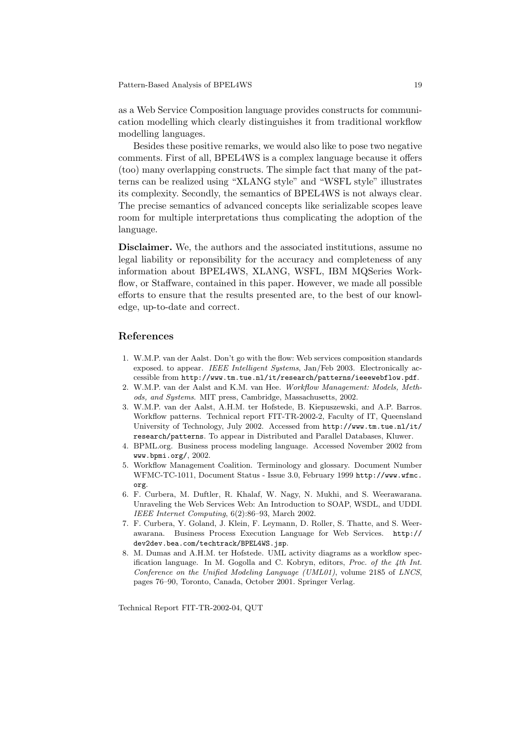as a Web Service Composition language provides constructs for communication modelling which clearly distinguishes it from traditional workflow modelling languages.

Besides these positive remarks, we would also like to pose two negative comments. First of all, BPEL4WS is a complex language because it offers (too) many overlapping constructs. The simple fact that many of the patterns can be realized using "XLANG style" and "WSFL style" illustrates its complexity. Secondly, the semantics of BPEL4WS is not always clear. The precise semantics of advanced concepts like serializable scopes leave room for multiple interpretations thus complicating the adoption of the language.

**Disclaimer.** We, the authors and the associated institutions, assume no legal liability or reponisibility for the accuracy and completeness of any information about BPEL4WS, XLANG, WSFL, IBM MQSeries Workflow, or Staffware, contained in this paper. However, we made all possible efforts to ensure that the results presented are, to the best of our knowledge, up-to-date and correct.

## References

1. W.M.P. van der Aalst. Don't go with the flow: Web services composition standards exposed. to appear. *IEEE Intelligent Systems*, Jan/Feb 2003. Electronically accessible from `http://www.tm.tue.nl/it/research/patterns/ieeewebflow.pdf`.
2. W.M.P. van der Aalst and K.M. van Hee. *Workflow Management: Models, Methods, and Systems*. MIT press, Cambridge, Massachusetts, 2002.
3. W.M.P. van der Aalst, A.H.M. ter Hofstede, B. Kiepuszewski, and A.P. Barros. Workflow patterns. Technical report FIT-TR-2002-2, Faculty of IT, Queensland University of Technology, July 2002. Accessed from `http://www.tm.tue.nl/it/research/patterns`. To appear in Distributed and Parallel Databases, Kluwer.
4. BPML.org. Business process modeling language. Accessed November 2002 from `www.bpmi.org/`, 2002.
5. Workflow Management Coalition. Terminology and glossary. Document Number WFMC-TC-1011, Document Status - Issue 3.0, February 1999 `http://www.wfmc.org`.
6. F. Curbera, M. Duftler, R. Khalaf, W. Nagy, N. Mukhi, and S. Weerawarana. Unraveling the Web Services Web: An Introduction to SOAP, WSDL, and UDDI. *IEEE Internet Computing*, 6(2):86–93, March 2002.
7. F. Curbera, Y. Goland, J. Klein, F. Leymann, D. Roller, S. Thatte, and S. Weerawarana. Business Process Execution Language for Web Services. `http://dev2dev.bea.com/techtrack/BPEL4WS.jsp`.
8. M. Dumas and A.H.M. ter Hofstede. UML activity diagrams as a workflow specification language. In M. Gogolla and C. Kobryn, editors, *Proc. of the 4th Int. Conference on the Unified Modeling Language (UML01)*, volume 2185 of *LNCS*, pages 76–90, Toronto, Canada, October 2001. Springer Verlag.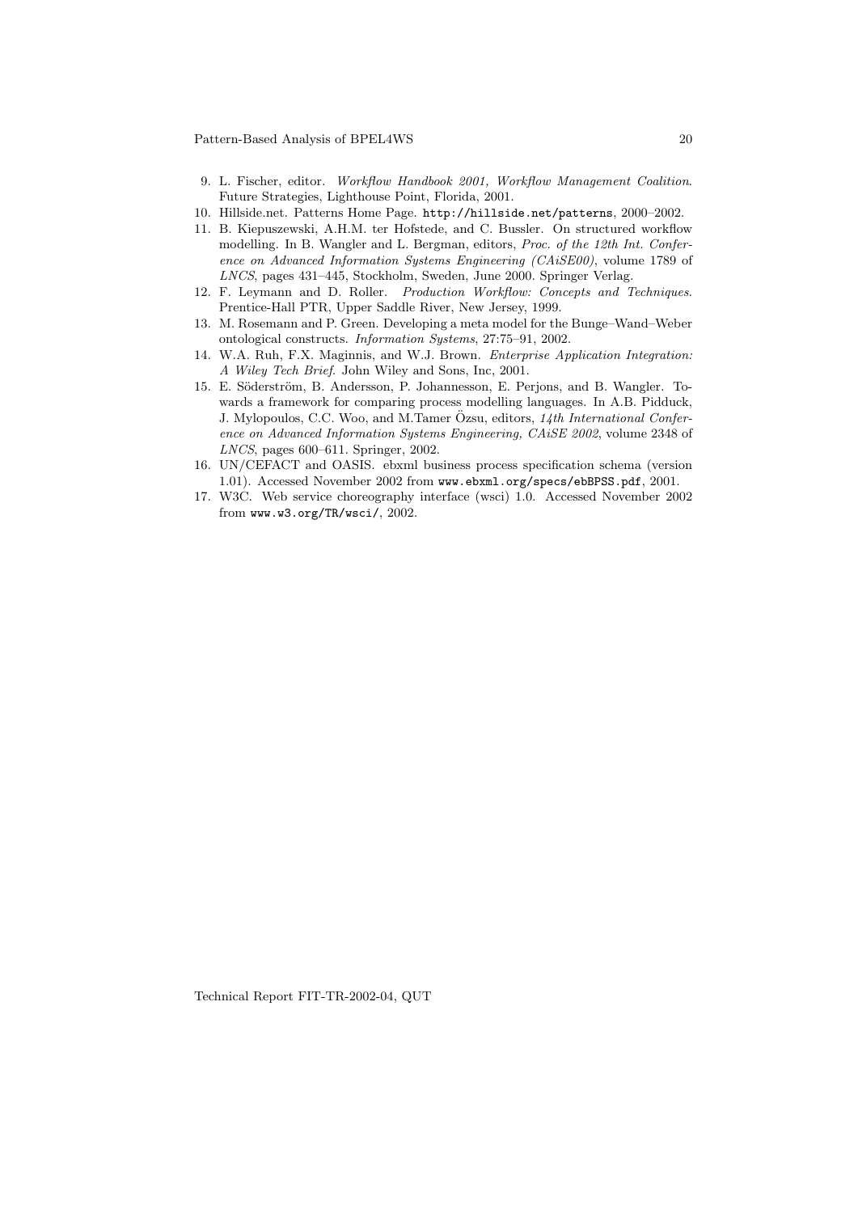9. L. Fischer, editor. *Workflow Handbook 2001, Workflow Management Coalition*. Future Strategies, Lighthouse Point, Florida, 2001.
10. Hillside.net. Patterns Home Page. `http://hillside.net/patterns`, 2000–2002.
11. B. Kiepuszewski, A.H.M. ter Hofstede, and C. Bussler. On structured workflow modelling. In B. Wangler and L. Bergman, editors, *Proc. of the 12th Int. Conference on Advanced Information Systems Engineering (CAiSE00)*, volume 1789 of *LNCS*, pages 431–445, Stockholm, Sweden, June 2000. Springer Verlag.
12. F. Leymann and D. Roller. *Production Workflow: Concepts and Techniques*. Prentice-Hall PTR, Upper Saddle River, New Jersey, 1999.
13. M. Rosemann and P. Green. Developing a meta model for the Bunge–Wand–Weber ontological constructs. *Information Systems*, 27:75–91, 2002.
14. W.A. Ruh, F.X. Maginnis, and W.J. Brown. *Enterprise Application Integration: A Wiley Tech Brief*. John Wiley and Sons, Inc, 2001.
15. E. Söderström, B. Andersson, P. Johannesson, E. Perjons, and B. Wangler. Towards a framework for comparing process modelling languages. In A.B. Pidduck, J. Mylopoulos, C.C. Woo, and M.Tamer Özsu, editors, *14th International Conference on Advanced Information Systems Engineering, CAiSE 2002*, volume 2348 of *LNCS*, pages 600–611. Springer, 2002.
16. UN/CEFACT and OASIS. ebxml business process specification schema (version 1.01). Accessed November 2002 from `www.ebxml.org/specs/ebBPSS.pdf`, 2001.
17. W3C. Web service choreography interface (wsci) 1.0. Accessed November 2002 from `www.w3.org/TR/wsci/`, 2002.